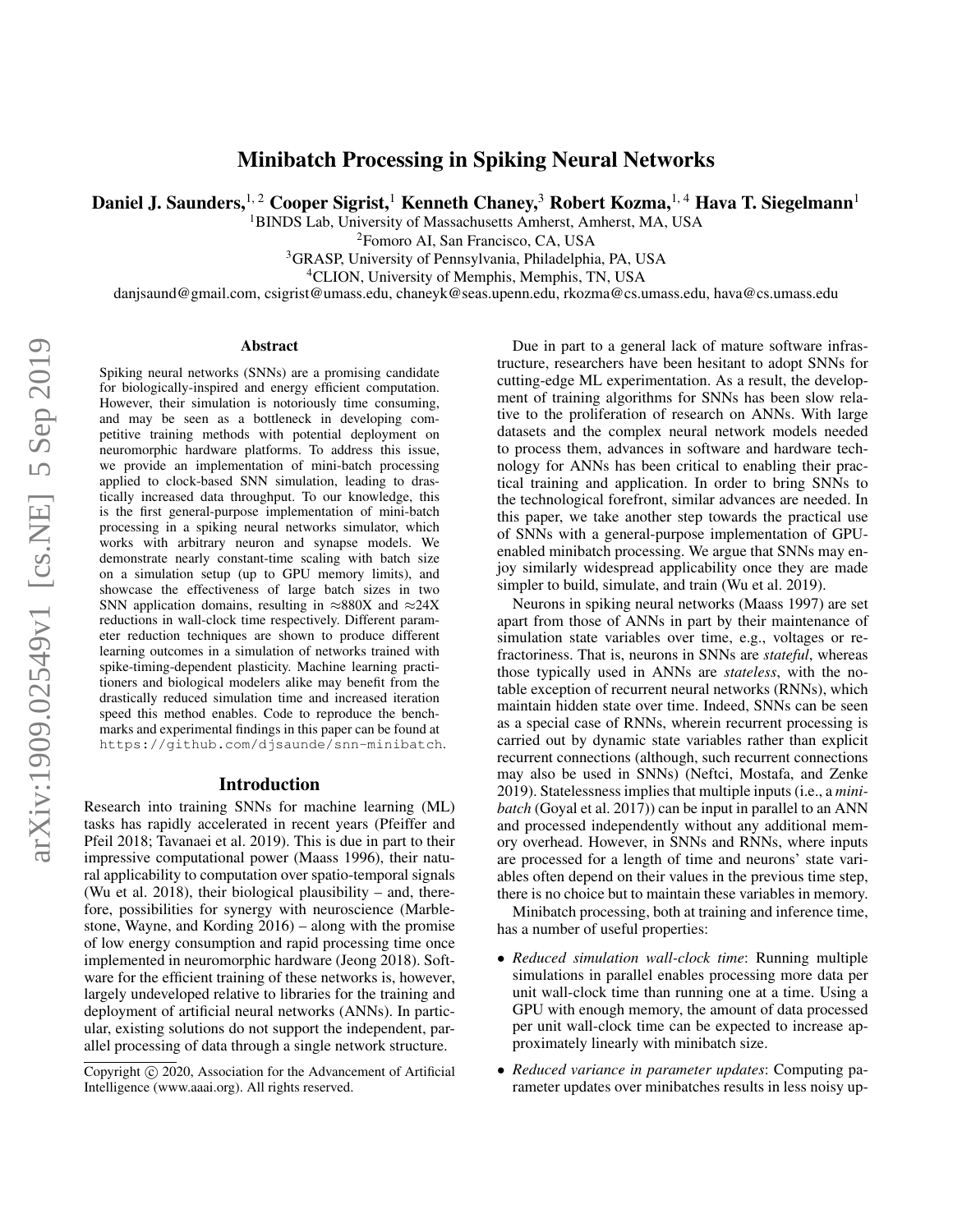# Minibatch Processing in Spiking Neural Networks

**Daniel J. Saunders,[1,2] Cooper Sigrist,[1] Kenneth Chaney,[3] Robert Kozma,[1,4] Hava T. Siegelmann[1]**

[1]BINDS Lab, University of Massachusetts Amherst, Amherst, MA, USA
[2]Fomoro AI, San Francisco, CA, USA
[3]GRASP, University of Pennsylvania, Philadelphia, PA, USA
[4]CLION, University of Memphis, Memphis, TN, USA

danjsaund@gmail.com, csigrist@umass.edu, chaneyk@seas.upenn.edu, rkozma@cs.umass.edu, hava@cs.umass.edu

## Abstract

Spiking neural networks (SNNs) are a promising candidate for biologically-inspired and energy efficient computation. However, their simulation is notoriously time consuming, and may be seen as a bottleneck in developing competitive training methods with potential deployment on neuromorphic hardware platforms. To address this issue, we provide an implementation of mini-batch processing applied to clock-based SNN simulation, leading to drastically increased data throughput. To our knowledge, this is the first general-purpose implementation of mini-batch processing in a spiking neural networks simulator, which works with arbitrary neuron and synapse models. We demonstrate nearly constant-time scaling with batch size on a simulation setup (up to GPU memory limits), and showcase the effectiveness of large batch sizes in two SNN application domains, resulting in ≈880X and ≈24X reductions in wall-clock time respectively. Different parameter reduction techniques are shown to produce different learning outcomes in a simulation of networks trained with spike-timing-dependent plasticity. Machine learning practitioners and biological modelers alike may benefit from the drastically reduced simulation time and increased iteration speed this method enables. Code to reproduce the benchmarks and experimental findings in this paper can be found at `https://github.com/djsaunde/snn-minibatch`.

## Introduction

Research into training SNNs for machine learning (ML) tasks has rapidly accelerated in recent years (Pfeiffer and Pfeil 2018; Tavanaei et al. 2019). This is due in part to their impressive computational power (Maass 1996), their natural applicability to computation over spatio-temporal signals (Wu et al. 2018), their biological plausibility – and, therefore, possibilities for synergy with neuroscience (Marblestone, Wayne, and Kording 2016) – along with the promise of low energy consumption and rapid processing time once implemented in neuromorphic hardware (Jeong 2018). Software for the efficient training of these networks is, however, largely undeveloped relative to libraries for the training and deployment of artificial neural networks (ANNs). In particular, existing solutions do not support the independent, parallel processing of data through a single network structure.

Due in part to a general lack of mature software infrastructure, researchers have been hesitant to adopt SNNs for cutting-edge ML experimentation. As a result, the development of training algorithms for SNNs has been slow relative to the proliferation of research on ANNs. With large datasets and the complex neural network models needed to process them, advances in software and hardware technology for ANNs has been critical to enabling their practical training and application. In order to bring SNNs to the technological forefront, similar advances are needed. In this paper, we take another step towards the practical use of SNNs with a general-purpose implementation of GPU-enabled minibatch processing. We argue that SNNs may enjoy similarly widespread applicability once they are made simpler to build, simulate, and train (Wu et al. 2019).

Neurons in spiking neural networks (Maass 1997) are set apart from those of ANNs in part by their maintenance of simulation state variables over time, e.g., voltages or refractoriness. That is, neurons in SNNs are *stateful*, whereas those typically used in ANNs are *stateless*, with the notable exception of recurrent neural networks (RNNs), which maintain hidden state over time. Indeed, SNNs can be seen as a special case of RNNs, wherein recurrent processing is carried out by dynamic state variables rather than explicit recurrent connections (although, such recurrent connections may also be used in SNNs) (Neftci, Mostafa, and Zenke 2019). Statelessness implies that multiple inputs (i.e., a *minibatch* (Goyal et al. 2017)) can be input in parallel to an ANN and processed independently without any additional memory overhead. However, in SNNs and RNNs, where inputs are processed for a length of time and neurons' state variables often depend on their values in the previous time step, there is no choice but to maintain these variables in memory.

Minibatch processing, both at training and inference time, has a number of useful properties:

- *Reduced simulation wall-clock time*: Running multiple simulations in parallel enables processing more data per unit wall-clock time than running one at a time. Using a GPU with enough memory, the amount of data processed per unit wall-clock time can be expected to increase approximately linearly with minibatch size.
- *Reduced variance in parameter updates*: Computing parameter updates over minibatches results in less noisy up-

Copyright © 2020, Association for the Advancement of Artificial Intelligence (www.aaai.org). All rights reserved.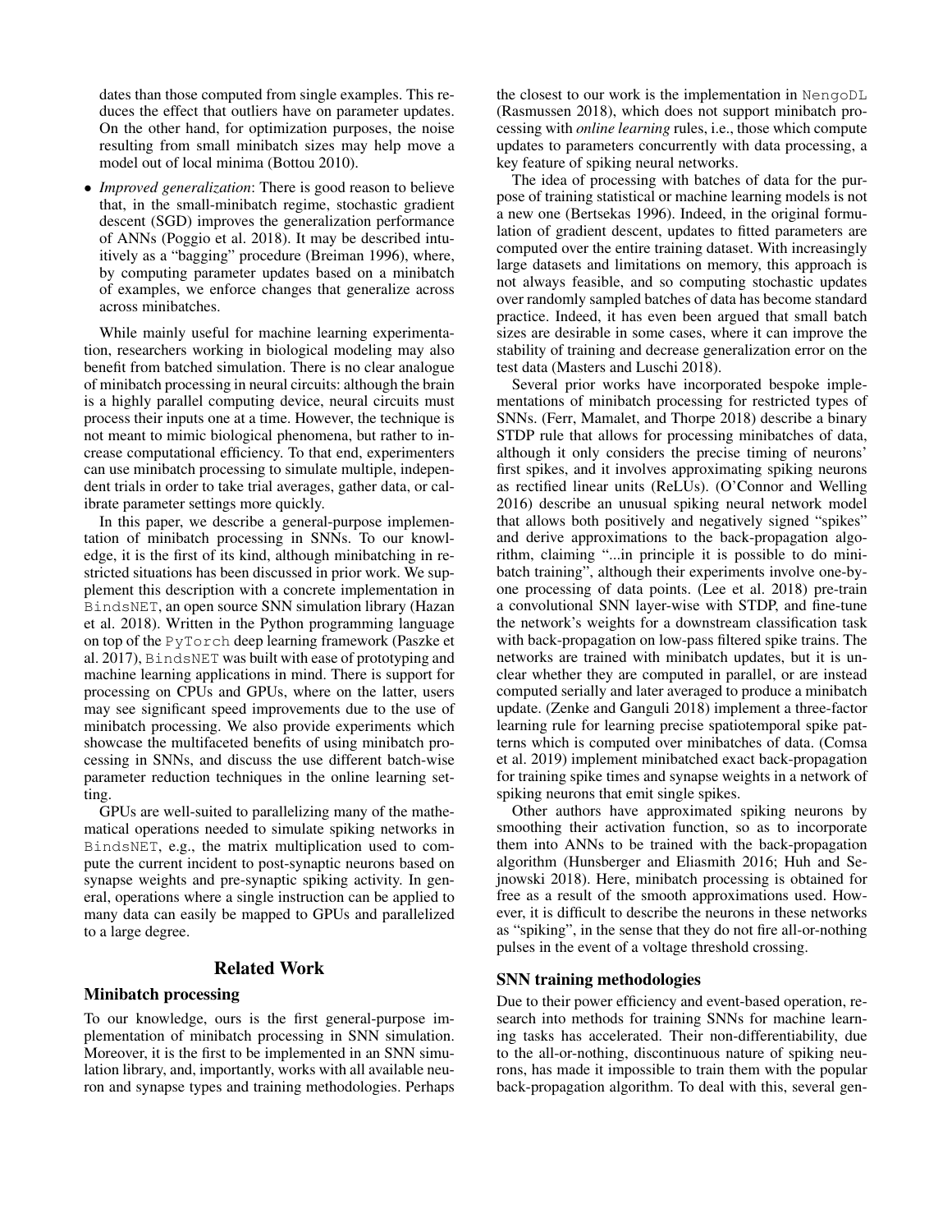dates than those computed from single examples. This reduces the effect that outliers have on parameter updates. On the other hand, for optimization purposes, the noise resulting from small minibatch sizes may help move a model out of local minima (Bottou 2010).

- *Improved generalization*: There is good reason to believe that, in the small-minibatch regime, stochastic gradient descent (SGD) improves the generalization performance of ANNs (Poggio et al. 2018). It may be described intuitively as a "bagging" procedure (Breiman 1996), where, by computing parameter updates based on a minibatch of examples, we enforce changes that generalize across across minibatches.

While mainly useful for machine learning experimentation, researchers working in biological modeling may also benefit from batched simulation. There is no clear analogue of minibatch processing in neural circuits: although the brain is a highly parallel computing device, neural circuits must process their inputs one at a time. However, the technique is not meant to mimic biological phenomena, but rather to increase computational efficiency. To that end, experimenters can use minibatch processing to simulate multiple, independent trials in order to take trial averages, gather data, or calibrate parameter settings more quickly.

In this paper, we describe a general-purpose implementation of minibatch processing in SNNs. To our knowledge, it is the first of its kind, although minibatching in restricted situations has been discussed in prior work. We supplement this description with a concrete implementation in `BindsNET`, an open source SNN simulation library (Hazan et al. 2018). Written in the Python programming language on top of the `PyTorch` deep learning framework (Paszke et al. 2017), `BindsNET` was built with ease of prototyping and machine learning applications in mind. There is support for processing on CPUs and GPUs, where on the latter, users may see significant speed improvements due to the use of minibatch processing. We also provide experiments which showcase the multifaceted benefits of using minibatch processing in SNNs, and discuss the use different batch-wise parameter reduction techniques in the online learning setting.

GPUs are well-suited to parallelizing many of the mathematical operations needed to simulate spiking networks in `BindsNET`, e.g., the matrix multiplication used to compute the current incident to post-synaptic neurons based on synapse weights and pre-synaptic spiking activity. In general, operations where a single instruction can be applied to many data can easily be mapped to GPUs and parallelized to a large degree.

## Related Work

### Minibatch processing

To our knowledge, ours is the first general-purpose implementation of minibatch processing in SNN simulation. Moreover, it is the first to be implemented in an SNN simulation library, and, importantly, works with all available neuron and synapse types and training methodologies. Perhaps the closest to our work is the implementation in `NengoDL` (Rasmussen 2018), which does not support minibatch processing with *online learning* rules, i.e., those which compute updates to parameters concurrently with data processing, a key feature of spiking neural networks.

The idea of processing with batches of data for the purpose of training statistical or machine learning models is not a new one (Bertsekas 1996). Indeed, in the original formulation of gradient descent, updates to fitted parameters are computed over the entire training dataset. With increasingly large datasets and limitations on memory, this approach is not always feasible, and so computing stochastic updates over randomly sampled batches of data has become standard practice. Indeed, it has even been argued that small batch sizes are desirable in some cases, where it can improve the stability of training and decrease generalization error on the test data (Masters and Luschi 2018).

Several prior works have incorporated bespoke implementations of minibatch processing for restricted types of SNNs. (Ferr, Mamalet, and Thorpe 2018) describe a binary STDP rule that allows for processing minibatches of data, although it only considers the precise timing of neurons' first spikes, and it involves approximating spiking neurons as rectified linear units (ReLUs). (O'Connor and Welling 2016) describe an unusual spiking neural network model that allows both positively and negatively signed "spikes" and derive approximations to the back-propagation algorithm, claiming "...in principle it is possible to do minibatch training", although their experiments involve one-by-one processing of data points. (Lee et al. 2018) pre-train a convolutional SNN layer-wise with STDP, and fine-tune the network's weights for a downstream classification task with back-propagation on low-pass filtered spike trains. The networks are trained with minibatch updates, but it is unclear whether they are computed in parallel, or are instead computed serially and later averaged to produce a minibatch update. (Zenke and Ganguli 2018) implement a three-factor learning rule for learning precise spatiotemporal spike patterns which is computed over minibatches of data. (Comsa et al. 2019) implement minibatched exact back-propagation for training spike times and synapse weights in a network of spiking neurons that emit single spikes.

Other authors have approximated spiking neurons by smoothing their activation function, so as to incorporate them into ANNs to be trained with the back-propagation algorithm (Hunsberger and Eliasmith 2016; Huh and Sejnowski 2018). Here, minibatch processing is obtained for free as a result of the smooth approximations used. However, it is difficult to describe the neurons in these networks as "spiking", in the sense that they do not fire all-or-nothing pulses in the event of a voltage threshold crossing.

### SNN training methodologies

Due to their power efficiency and event-based operation, research into methods for training SNNs for machine learning tasks has accelerated. Their non-differentiability, due to the all-or-nothing, discontinuous nature of spiking neurons, has made it impossible to train them with the popular back-propagation algorithm. To deal with this, several gen-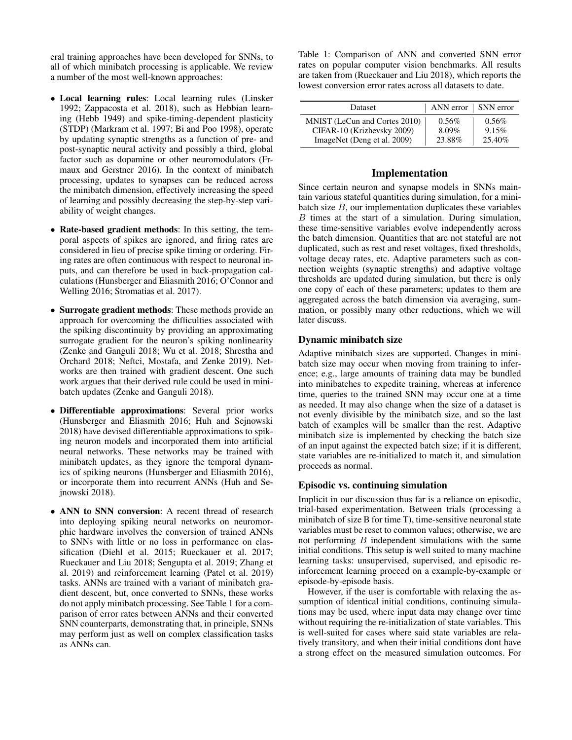eral training approaches have been developed for SNNs, to all of which minibatch processing is applicable. We review a number of the most well-known approaches:

- **Local learning rules**: Local learning rules (Linsker 1992; Zappacosta et al. 2018), such as Hebbian learning (Hebb 1949) and spike-timing-dependent plasticity (STDP) (Markram et al. 1997; Bi and Poo 1998), operate by updating synaptic strengths as a function of pre- and post-synaptic neural activity and possibly a third, global factor such as dopamine or other neuromodulators (Frmaux and Gerstner 2016). In the context of minibatch processing, updates to synapses can be reduced across the minibatch dimension, effectively increasing the speed of learning and possibly decreasing the step-by-step variability of weight changes.
- **Rate-based gradient methods**: In this setting, the temporal aspects of spikes are ignored, and firing rates are considered in lieu of precise spike timing or ordering. Firing rates are often continuous with respect to neuronal inputs, and can therefore be used in back-propagation calculations (Hunsberger and Eliasmith 2016; O'Connor and Welling 2016; Stromatias et al. 2017).
- **Surrogate gradient methods**: These methods provide an approach for overcoming the difficulties associated with the spiking discontinuity by providing an approximating surrogate gradient for the neuron's spiking nonlinearity (Zenke and Ganguli 2018; Wu et al. 2018; Shrestha and Orchard 2018; Neftci, Mostafa, and Zenke 2019). Networks are then trained with gradient descent. One such work argues that their derived rule could be used in minibatch updates (Zenke and Ganguli 2018).
- **Differentiable approximations**: Several prior works (Hunsberger and Eliasmith 2016; Huh and Sejnowski 2018) have devised differentiable approximations to spiking neuron models and incorporated them into artificial neural networks. These networks may be trained with minibatch updates, as they ignore the temporal dynamics of spiking neurons (Hunsberger and Eliasmith 2016), or incorporate them into recurrent ANNs (Huh and Sejnowski 2018).
- **ANN to SNN conversion**: A recent thread of research into deploying spiking neural networks on neuromorphic hardware involves the conversion of trained ANNs to SNNs with little or no loss in performance on classification (Diehl et al. 2015; Rueckauer et al. 2017; Rueckauer and Liu 2018; Sengupta et al. 2019; Zhang et al. 2019) and reinforcement learning (Patel et al. 2019) tasks. ANNs are trained with a variant of minibatch gradient descent, but, once converted to SNNs, these works do not apply minibatch processing. See Table 1 for a comparison of error rates between ANNs and their converted SNN counterparts, demonstrating that, in principle, SNNs may perform just as well on complex classification tasks as ANNs can.

Table 1: Comparison of ANN and converted SNN error rates on popular computer vision benchmarks. All results are taken from (Rueckauer and Liu 2018), which reports the lowest conversion error rates across all datasets to date.

| Dataset | ANN error | SNN error |
|---|---|---|
| MNIST (LeCun and Cortes 2010) | 0.56% | 0.56% |
| CIFAR-10 (Krizhevsky 2009) | 8.09% | 9.15% |
| ImageNet (Deng et al. 2009) | 23.88% | 25.40% |

## Implementation

Since certain neuron and synapse models in SNNs maintain various stateful quantities during simulation, for a minibatch size $B$, our implementation duplicates these variables $B$ times at the start of a simulation. During simulation, these time-sensitive variables evolve independently across the batch dimension. Quantities that are not stateful are not duplicated, such as rest and reset voltages, fixed thresholds, voltage decay rates, etc. Adaptive parameters such as connection weights (synaptic strengths) and adaptive voltage thresholds are updated during simulation, but there is only one copy of each of these parameters; updates to them are aggregated across the batch dimension via averaging, summation, or possibly many other reductions, which we will later discuss.

### Dynamic minibatch size

Adaptive minibatch sizes are supported. Changes in minibatch size may occur when moving from training to inference; e.g., large amounts of training data may be bundled into minibatches to expedite training, whereas at inference time, queries to the trained SNN may occur one at a time as needed. It may also change when the size of a dataset is not evenly divisible by the minibatch size, and so the last batch of examples will be smaller than the rest. Adaptive minibatch size is implemented by checking the batch size of an input against the expected batch size; if it is different, state variables are re-initialized to match it, and simulation proceeds as normal.

### Episodic vs. continuing simulation

Implicit in our discussion thus far is a reliance on episodic, trial-based experimentation. Between trials (processing a minibatch of size B for time T), time-sensitive neuronal state variables must be reset to common values; otherwise, we are not performing $B$ independent simulations with the same initial conditions. This setup is well suited to many machine learning tasks: unsupervised, supervised, and episodic reinforcement learning proceed on a example-by-example or episode-by-episode basis.

However, if the user is comfortable with relaxing the assumption of identical initial conditions, continuing simulations may be used, where input data may change over time without requiring the re-initialization of state variables. This is well-suited for cases where said state variables are relatively transitory, and when their initial conditions dont have a strong effect on the measured simulation outcomes. For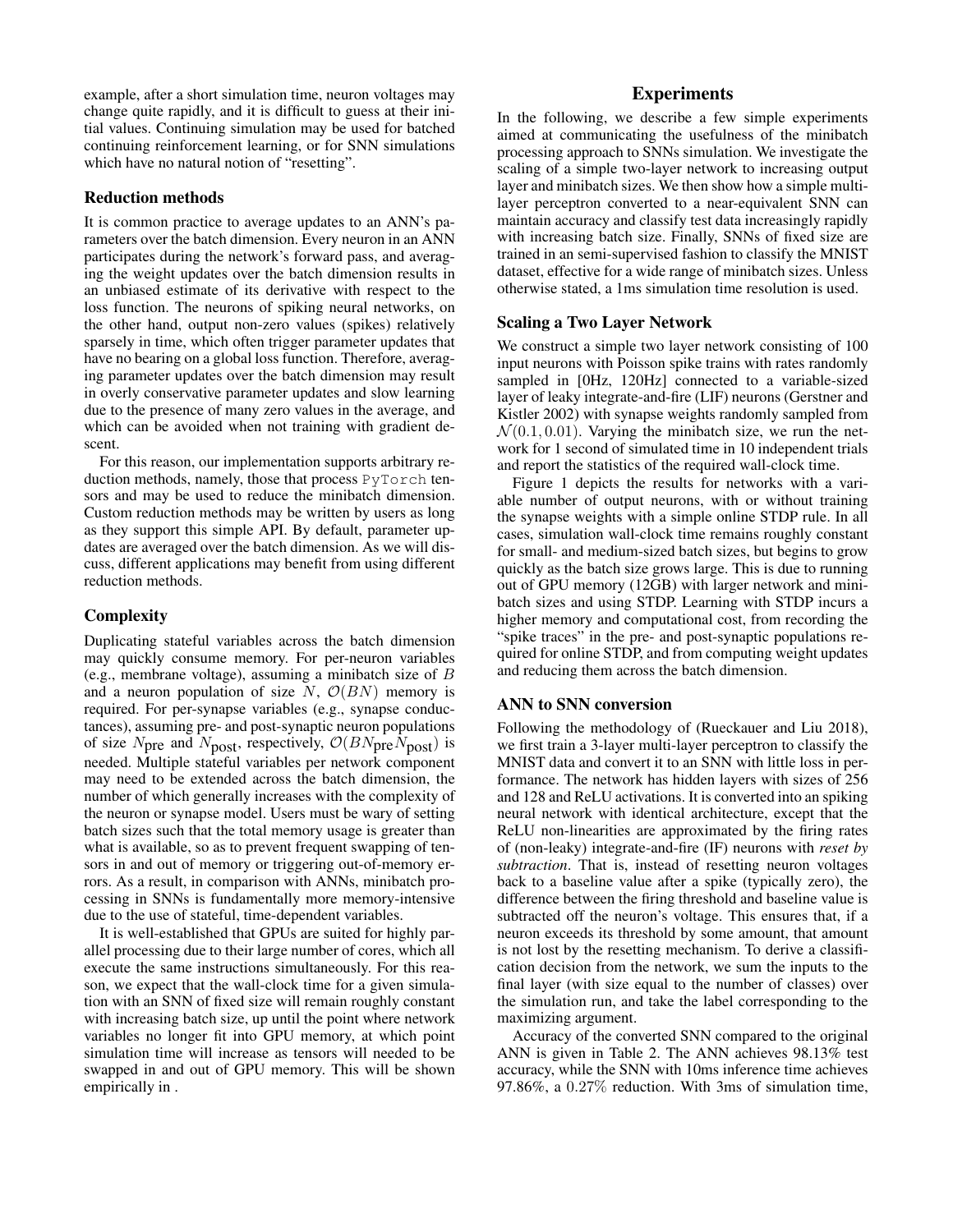example, after a short simulation time, neuron voltages may change quite rapidly, and it is difficult to guess at their initial values. Continuing simulation may be used for batched continuing reinforcement learning, or for SNN simulations which have no natural notion of "resetting".

### Reduction methods

It is common practice to average updates to an ANN's parameters over the batch dimension. Every neuron in an ANN participates during the network's forward pass, and averaging the weight updates over the batch dimension results in an unbiased estimate of its derivative with respect to the loss function. The neurons of spiking neural networks, on the other hand, output non-zero values (spikes) relatively sparsely in time, which often trigger parameter updates that have no bearing on a global loss function. Therefore, averaging parameter updates over the batch dimension may result in overly conservative parameter updates and slow learning due to the presence of many zero values in the average, and which can be avoided when not training with gradient descent.

For this reason, our implementation supports arbitrary reduction methods, namely, those that process `PyTorch` tensors and may be used to reduce the minibatch dimension. Custom reduction methods may be written by users as long as they support this simple API. By default, parameter updates are averaged over the batch dimension. As we will discuss, different applications may benefit from using different reduction methods.

### Complexity

Duplicating stateful variables across the batch dimension may quickly consume memory. For per-neuron variables (e.g., membrane voltage), assuming a minibatch size of $B$ and a neuron population of size $N$, $\mathcal{O}(BN)$ memory is required. For per-synapse variables (e.g., synapse conductances), assuming pre- and post-synaptic neuron populations of size $N_{\text{pre}}$ and $N_{\text{post}}$, respectively, $\mathcal{O}(BN_{\text{pre}}N_{\text{post}})$ is needed. Multiple stateful variables per network component may need to be extended across the batch dimension, the number of which generally increases with the complexity of the neuron or synapse model. Users must be wary of setting batch sizes such that the total memory usage is greater than what is available, so as to prevent frequent swapping of tensors in and out of memory or triggering out-of-memory errors. As a result, in comparison with ANNs, minibatch processing in SNNs is fundamentally more memory-intensive due to the use of stateful, time-dependent variables.

It is well-established that GPUs are suited for highly parallel processing due to their large number of cores, which all execute the same instructions simultaneously. For this reason, we expect that the wall-clock time for a given simulation with an SNN of fixed size will remain roughly constant with increasing batch size, up until the point where network variables no longer fit into GPU memory, at which point simulation time will increase as tensors will needed to be swapped in and out of GPU memory. This will be shown empirically in .

## Experiments

In the following, we describe a few simple experiments aimed at communicating the usefulness of the minibatch processing approach to SNNs simulation. We investigate the scaling of a simple two-layer network to increasing output layer and minibatch sizes. We then show how a simple multilayer perceptron converted to a near-equivalent SNN can maintain accuracy and classify test data increasingly rapidly with increasing batch size. Finally, SNNs of fixed size are trained in an semi-supervised fashion to classify the MNIST dataset, effective for a wide range of minibatch sizes. Unless otherwise stated, a 1ms simulation time resolution is used.

### Scaling a Two Layer Network

We construct a simple two layer network consisting of 100 input neurons with Poisson spike trains with rates randomly sampled in [0Hz, 120Hz] connected to a variable-sized layer of leaky integrate-and-fire (LIF) neurons (Gerstner and Kistler 2002) with synapse weights randomly sampled from $\mathcal{N}(0.1, 0.01)$. Varying the minibatch size, we run the network for 1 second of simulated time in 10 independent trials and report the statistics of the required wall-clock time.

Figure 1 depicts the results for networks with a variable number of output neurons, with or without training the synapse weights with a simple online STDP rule. In all cases, simulation wall-clock time remains roughly constant for small- and medium-sized batch sizes, but begins to grow quickly as the batch size grows large. This is due to running out of GPU memory (12GB) with larger network and minibatch sizes and using STDP. Learning with STDP incurs a higher memory and computational cost, from recording the "spike traces" in the pre- and post-synaptic populations required for online STDP, and from computing weight updates and reducing them across the batch dimension.

### ANN to SNN conversion

Following the methodology of (Rueckauer and Liu 2018), we first train a 3-layer multi-layer perceptron to classify the MNIST data and convert it to an SNN with little loss in performance. The network has hidden layers with sizes of 256 and 128 and ReLU activations. It is converted into an spiking neural network with identical architecture, except that the ReLU non-linearities are approximated by the firing rates of (non-leaky) integrate-and-fire (IF) neurons with *reset by subtraction*. That is, instead of resetting neuron voltages back to a baseline value after a spike (typically zero), the difference between the firing threshold and baseline value is subtracted off the neuron's voltage. This ensures that, if a neuron exceeds its threshold by some amount, that amount is not lost by the resetting mechanism. To derive a classification decision from the network, we sum the inputs to the final layer (with size equal to the number of classes) over the simulation run, and take the label corresponding to the maximizing argument.

Accuracy of the converted SNN compared to the original ANN is given in Table 2. The ANN achieves 98.13% test accuracy, while the SNN with 10ms inference time achieves 97.86%, a $0.27\%$ reduction. With 3ms of simulation time,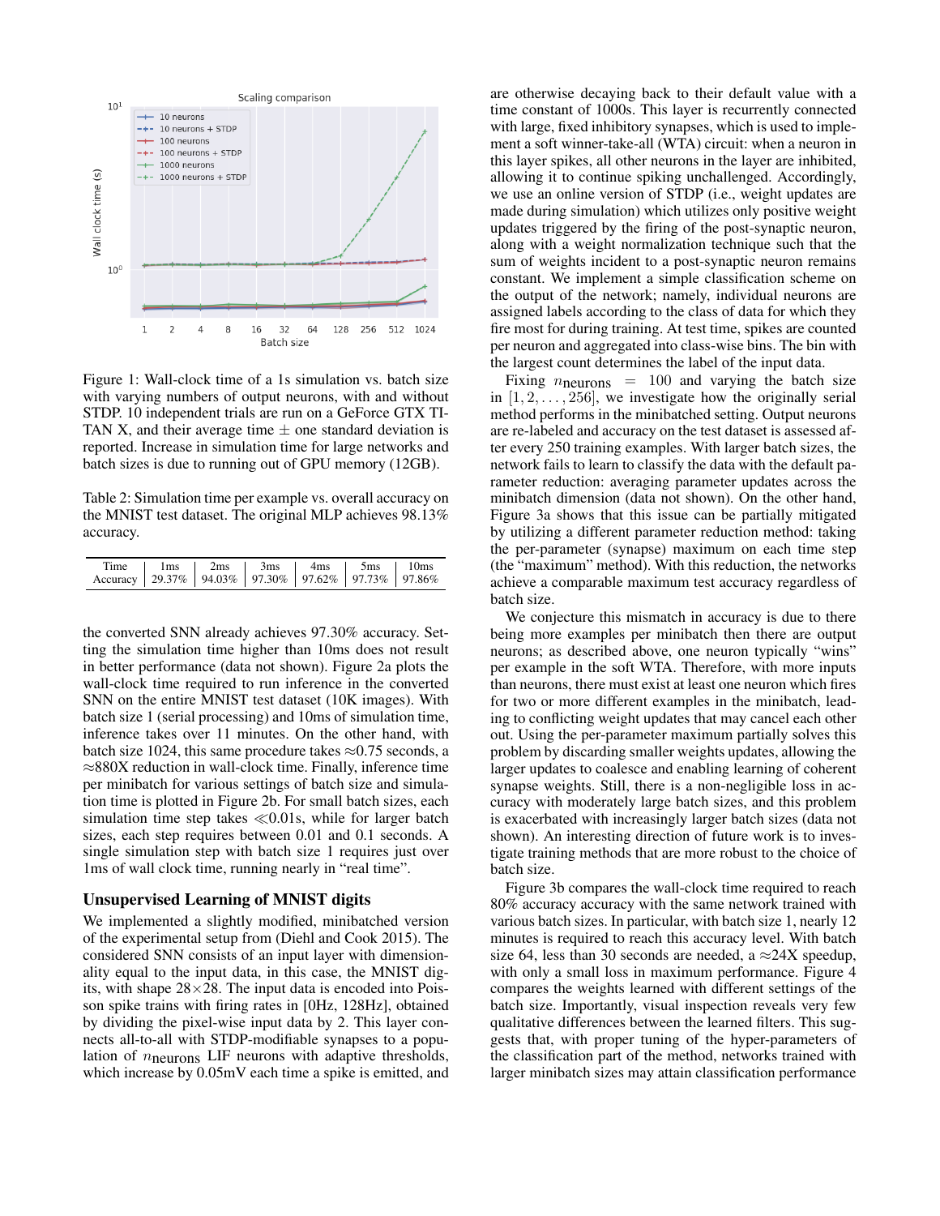Scaling comparison

Wall clock time (s)

$10^1$

$10^0$

10 neurons
10 neurons + STDP
100 neurons
100 neurons + STDP
1000 neurons
1000 neurons + STDP

1 2 4 8 16 32 64 128 256 512 1024

Batch size

Figure 1: Wall-clock time of a 1s simulation vs. batch size with varying numbers of output neurons, with and without STDP. 10 independent trials are run on a GeForce GTX TITAN X, and their average time ± one standard deviation is reported. Increase in simulation time for large networks and batch sizes is due to running out of GPU memory (12GB).

Table 2: Simulation time per example vs. overall accuracy on the MNIST test dataset. The original MLP achieves 98.13% accuracy.

| Time | 1ms | 2ms | 3ms | 4ms | 5ms | 10ms |
|---|---|---|---|---|---|---|
| Accuracy | 29.37% | 94.03% | 97.30% | 97.62% | 97.73% | 97.86% |

the converted SNN already achieves 97.30% accuracy. Setting the simulation time higher than 10ms does not result in better performance (data not shown). Figure 2a plots the wall-clock time required to run inference in the converted SNN on the entire MNIST test dataset (10K images). With batch size 1 (serial processing) and 10ms of simulation time, inference takes over 11 minutes. On the other hand, with batch size 1024, this same procedure takes ≈0.75 seconds, a ≈880X reduction in wall-clock time. Finally, inference time per minibatch for various settings of batch size and simulation time is plotted in Figure 2b. For small batch sizes, each simulation time step takes ≪0.01s, while for larger batch sizes, each step requires between 0.01 and 0.1 seconds. A single simulation step with batch size 1 requires just over 1ms of wall clock time, running nearly in "real time".

## Unsupervised Learning of MNIST digits

We implemented a slightly modified, minibatched version of the experimental setup from (Diehl and Cook 2015). The considered SNN consists of an input layer with dimensionality equal to the input data, in this case, the MNIST digits, with shape 28×28. The input data is encoded into Poisson spike trains with firing rates in [0Hz, 128Hz], obtained by dividing the pixel-wise input data by 2. This layer connects all-to-all with STDP-modifiable synapses to a population of $n_{\text{neurons}}$ LIF neurons with adaptive thresholds, which increase by 0.05mV each time a spike is emitted, and are otherwise decaying back to their default value with a time constant of 1000s. This layer is recurrently connected with large, fixed inhibitory synapses, which is used to implement a soft winner-take-all (WTA) circuit: when a neuron in this layer spikes, all other neurons in the layer are inhibited, allowing it to continue spiking unchallenged. Accordingly, we use an online version of STDP (i.e., weight updates are made during simulation) which utilizes only positive weight updates triggered by the firing of the post-synaptic neuron, along with a weight normalization technique such that the sum of weights incident to a post-synaptic neuron remains constant. We implement a simple classification scheme on the output of the network; namely, individual neurons are assigned labels according to the class of data for which they fire most for during training. At test time, spikes are counted per neuron and aggregated into class-wise bins. The bin with the largest count determines the label of the input data.

Fixing $n_{\text{neurons}} = 100$ and varying the batch size in $[1, 2, \ldots, 256]$, we investigate how the originally serial method performs in the minibatched setting. Output neurons are re-labeled and accuracy on the test dataset is assessed after every 250 training examples. With larger batch sizes, the network fails to learn to classify the data with the default parameter reduction: averaging parameter updates across the minibatch dimension (data not shown). On the other hand, Figure 3a shows that this issue can be partially mitigated by utilizing a different parameter reduction method: taking the per-parameter (synapse) maximum on each time step (the "maximum" method). With this reduction, the networks achieve a comparable maximum test accuracy regardless of batch size.

We conjecture this mismatch in accuracy is due to there being more examples per minibatch then there are output neurons; as described above, one neuron typically "wins" per example in the soft WTA. Therefore, with more inputs than neurons, there must exist at least one neuron which fires for two or more different examples in the minibatch, leading to conflicting weight updates that may cancel each other out. Using the per-parameter maximum partially solves this problem by discarding smaller weights updates, allowing the larger updates to coalesce and enabling learning of coherent synapse weights. Still, there is a non-negligible loss in accuracy with moderately large batch sizes, and this problem is exacerbated with increasingly larger batch sizes (data not shown). An interesting direction of future work is to investigate training methods that are more robust to the choice of batch size.

Figure 3b compares the wall-clock time required to reach 80% accuracy accuracy with the same network trained with various batch sizes. In particular, with batch size 1, nearly 12 minutes is required to reach this accuracy level. With batch size 64, less than 30 seconds are needed, a ≈24X speedup, with only a small loss in maximum performance. Figure 4 compares the weights learned with different settings of the batch size. Importantly, visual inspection reveals very few qualitative differences between the learned filters. This suggests that, with proper tuning of the hyper-parameters of the classification part of the method, networks trained with larger minibatch sizes may attain classification performance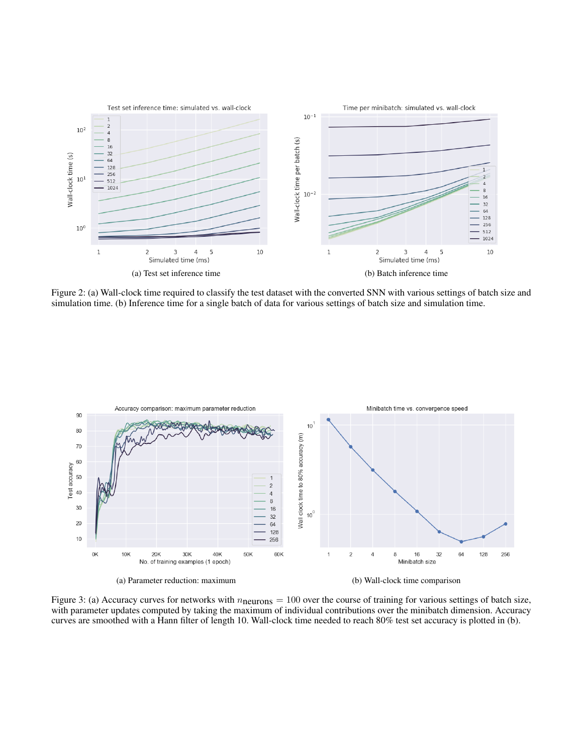Test set inference time: simulated vs. wall-clock

Wall-clock time (s)

Simulated time (ms)

1
2
4
8
16
32
64
128
256
512
1024

(a) Test set inference time

Time per minibatch: simulated vs. wall-clock

Wall-clock time per batch (s)

Simulated time (ms)

1
2
4
8
16
32
64
128
256
512
1024

(b) Batch inference time

Figure 2: (a) Wall-clock time required to classify the test dataset with the converted SNN with various settings of batch size and simulation time. (b) Inference time for a single batch of data for various settings of batch size and simulation time.

Accuracy comparison: maximum parameter reduction

Test accuracy

No. of training examples (1 epoch)

1
2
4
8
16
32
64
128
256

(a) Parameter reduction: maximum

Minibatch time vs. convergence speed

Wall clock time to 80% accuracy (m)

Minibatch size

(b) Wall-clock time comparison

Figure 3: (a) Accuracy curves for networks with $n_{\text{neurons}} = 100$ over the course of training for various settings of batch size, with parameter updates computed by taking the maximum of individual contributions over the minibatch dimension. Accuracy curves are smoothed with a Hann filter of length 10. Wall-clock time needed to reach 80% test set accuracy is plotted in (b).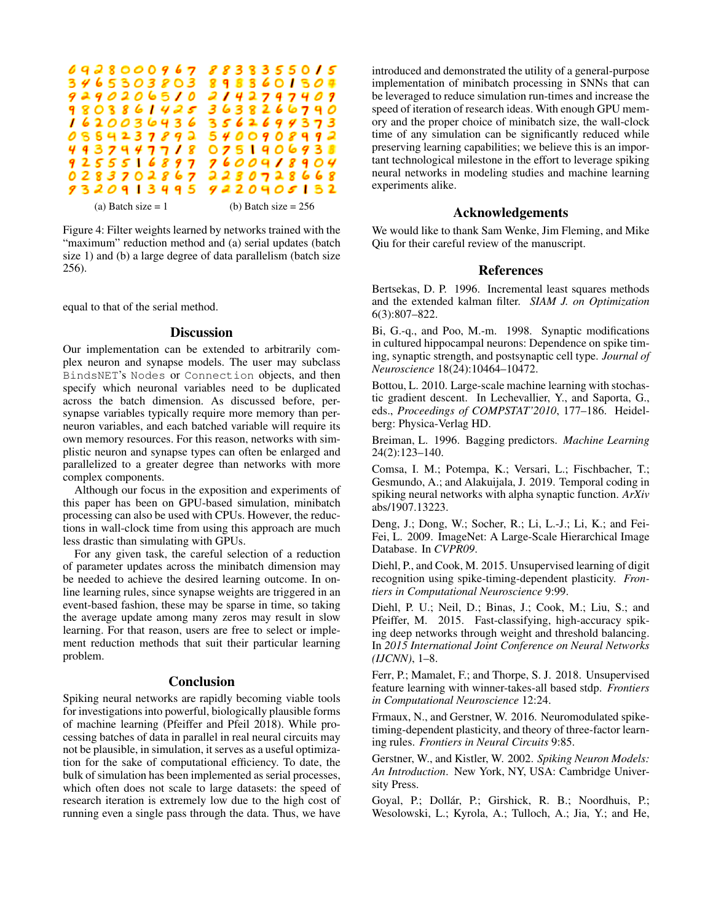(a) Batch size = 1 (b) Batch size = 256

Figure 4: Filter weights learned by networks trained with the "maximum" reduction method and (a) serial updates (batch size 1) and (b) a large degree of data parallelism (batch size 256).

equal to that of the serial method.

## Discussion

Our implementation can be extended to arbitrarily complex neuron and synapse models. The user may subclass BindsNET's Nodes or Connection objects, and then specify which neuronal variables need to be duplicated across the batch dimension. As discussed before, per-synapse variables typically require more memory than per-neuron variables, and each batched variable will require its own memory resources. For this reason, networks with simplistic neuron and synapse types can often be enlarged and parallelized to a greater degree than networks with more complex components.

Although our focus in the exposition and experiments of this paper has been on GPU-based simulation, minibatch processing can also be used with CPUs. However, the reductions in wall-clock time from using this approach are much less drastic than simulating with GPUs.

For any given task, the careful selection of a reduction of parameter updates across the minibatch dimension may be needed to achieve the desired learning outcome. In online learning rules, since synapse weights are triggered in an event-based fashion, these may be sparse in time, so taking the average update among many zeros may result in slow learning. For that reason, users are free to select or implement reduction methods that suit their particular learning problem.

## Conclusion

Spiking neural networks are rapidly becoming viable tools for investigations into powerful, biologically plausible forms of machine learning (Pfeiffer and Pfeil 2018). While processing batches of data in parallel in real neural circuits may not be plausible, in simulation, it serves as a useful optimization for the sake of computational efficiency. To date, the bulk of simulation has been implemented as serial processes, which often does not scale to large datasets: the speed of research iteration is extremely low due to the high cost of running even a single pass through the data. Thus, we have introduced and demonstrated the utility of a general-purpose implementation of minibatch processing in SNNs that can be leveraged to reduce simulation run-times and increase the speed of iteration of research ideas. With enough GPU memory and the proper choice of minibatch size, the wall-clock time of any simulation can be significantly reduced while preserving learning capabilities; we believe this is an important technological milestone in the effort to leverage spiking neural networks in modeling studies and machine learning experiments alike.

## Acknowledgements

We would like to thank Sam Wenke, Jim Fleming, and Mike Qiu for their careful review of the manuscript.

## References

Bertsekas, D. P. 1996. Incremental least squares methods and the extended kalman filter. *SIAM J. on Optimization* 6(3):807–822.

Bi, G.-q., and Poo, M.-m. 1998. Synaptic modifications in cultured hippocampal neurons: Dependence on spike timing, synaptic strength, and postsynaptic cell type. *Journal of Neuroscience* 18(24):10464–10472.

Bottou, L. 2010. Large-scale machine learning with stochastic gradient descent. In Lechevallier, Y., and Saporta, G., eds., *Proceedings of COMPSTAT'2010*, 177–186. Heidelberg: Physica-Verlag HD.

Breiman, L. 1996. Bagging predictors. *Machine Learning* 24(2):123–140.

Comsa, I. M.; Potempa, K.; Versari, L.; Fischbacher, T.; Gesmundo, A.; and Alakuijala, J. 2019. Temporal coding in spiking neural networks with alpha synaptic function. *ArXiv* abs/1907.13223.

Deng, J.; Dong, W.; Socher, R.; Li, L.-J.; Li, K.; and Fei-Fei, L. 2009. ImageNet: A Large-Scale Hierarchical Image Database. In *CVPR09*.

Diehl, P., and Cook, M. 2015. Unsupervised learning of digit recognition using spike-timing-dependent plasticity. *Frontiers in Computational Neuroscience* 9:99.

Diehl, P. U.; Neil, D.; Binas, J.; Cook, M.; Liu, S.; and Pfeiffer, M. 2015. Fast-classifying, high-accuracy spiking deep networks through weight and threshold balancing. In *2015 International Joint Conference on Neural Networks (IJCNN)*, 1–8.

Ferr, P.; Mamalet, F.; and Thorpe, S. J. 2018. Unsupervised feature learning with winner-takes-all based stdp. *Frontiers in Computational Neuroscience* 12:24.

Frmaux, N., and Gerstner, W. 2016. Neuromodulated spike-timing-dependent plasticity, and theory of three-factor learning rules. *Frontiers in Neural Circuits* 9:85.

Gerstner, W., and Kistler, W. 2002. *Spiking Neuron Models: An Introduction*. New York, NY, USA: Cambridge University Press.

Goyal, P.; Dollár, P.; Girshick, R. B.; Noordhuis, P.; Wesolowski, L.; Kyrola, A.; Tulloch, A.; Jia, Y.; and He,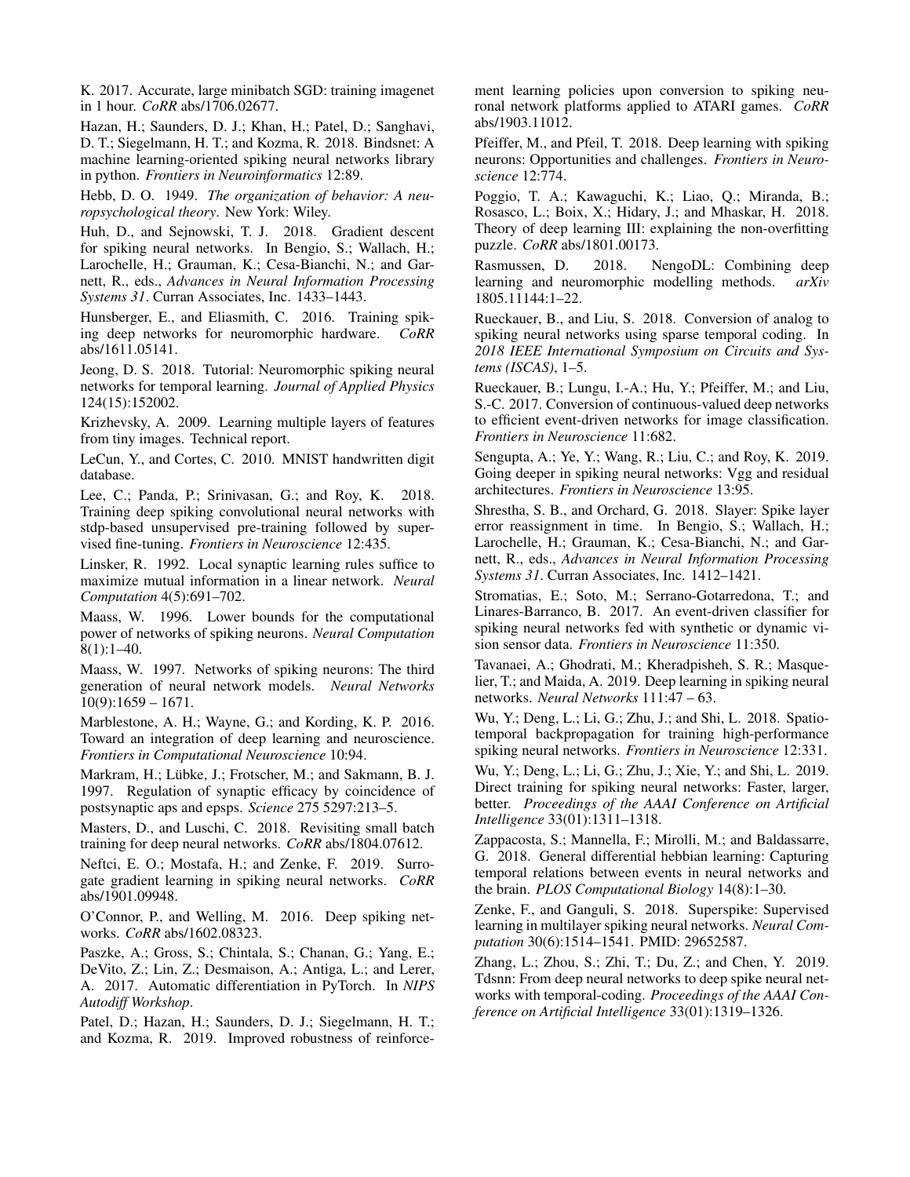K. 2017. Accurate, large minibatch SGD: training imagenet in 1 hour. *CoRR* abs/1706.02677.

Hazan, H.; Saunders, D. J.; Khan, H.; Patel, D.; Sanghavi, D. T.; Siegelmann, H. T.; and Kozma, R. 2018. Bindsnet: A machine learning-oriented spiking neural networks library in python. *Frontiers in Neuroinformatics* 12:89.

Hebb, D. O. 1949. *The organization of behavior: A neuropsychological theory*. New York: Wiley.

Huh, D., and Sejnowski, T. J. 2018. Gradient descent for spiking neural networks. In Bengio, S.; Wallach, H.; Larochelle, H.; Grauman, K.; Cesa-Bianchi, N.; and Garnett, R., eds., *Advances in Neural Information Processing Systems 31*. Curran Associates, Inc. 1433–1443.

Hunsberger, E., and Eliasmith, C. 2016. Training spiking deep networks for neuromorphic hardware. *CoRR* abs/1611.05141.

Jeong, D. S. 2018. Tutorial: Neuromorphic spiking neural networks for temporal learning. *Journal of Applied Physics* 124(15):152002.

Krizhevsky, A. 2009. Learning multiple layers of features from tiny images. Technical report.

LeCun, Y., and Cortes, C. 2010. MNIST handwritten digit database.

Lee, C.; Panda, P.; Srinivasan, G.; and Roy, K. 2018. Training deep spiking convolutional neural networks with stdp-based unsupervised pre-training followed by supervised fine-tuning. *Frontiers in Neuroscience* 12:435.

Linsker, R. 1992. Local synaptic learning rules suffice to maximize mutual information in a linear network. *Neural Computation* 4(5):691–702.

Maass, W. 1996. Lower bounds for the computational power of networks of spiking neurons. *Neural Computation* 8(1):1–40.

Maass, W. 1997. Networks of spiking neurons: The third generation of neural network models. *Neural Networks* 10(9):1659 – 1671.

Marblestone, A. H.; Wayne, G.; and Kording, K. P. 2016. Toward an integration of deep learning and neuroscience. *Frontiers in Computational Neuroscience* 10:94.

Markram, H.; Lübke, J.; Frotscher, M.; and Sakmann, B. J. 1997. Regulation of synaptic efficacy by coincidence of postsynaptic aps and epsps. *Science* 275 5297:213–5.

Masters, D., and Luschi, C. 2018. Revisiting small batch training for deep neural networks. *CoRR* abs/1804.07612.

Neftci, E. O.; Mostafa, H.; and Zenke, F. 2019. Surrogate gradient learning in spiking neural networks. *CoRR* abs/1901.09948.

O'Connor, P., and Welling, M. 2016. Deep spiking networks. *CoRR* abs/1602.08323.

Paszke, A.; Gross, S.; Chintala, S.; Chanan, G.; Yang, E.; DeVito, Z.; Lin, Z.; Desmaison, A.; Antiga, L.; and Lerer, A. 2017. Automatic differentiation in PyTorch. In *NIPS Autodiff Workshop*.

Patel, D.; Hazan, H.; Saunders, D. J.; Siegelmann, H. T.; and Kozma, R. 2019. Improved robustness of reinforcement learning policies upon conversion to spiking neuronal network platforms applied to ATARI games. *CoRR* abs/1903.11012.

Pfeiffer, M., and Pfeil, T. 2018. Deep learning with spiking neurons: Opportunities and challenges. *Frontiers in Neuroscience* 12:774.

Poggio, T. A.; Kawaguchi, K.; Liao, Q.; Miranda, B.; Rosasco, L.; Boix, X.; Hidary, J.; and Mhaskar, H. 2018. Theory of deep learning III: explaining the non-overfitting puzzle. *CoRR* abs/1801.00173.

Rasmussen, D. 2018. NengoDL: Combining deep learning and neuromorphic modelling methods. *arXiv* 1805.11144:1–22.

Rueckauer, B., and Liu, S. 2018. Conversion of analog to spiking neural networks using sparse temporal coding. In *2018 IEEE International Symposium on Circuits and Systems (ISCAS)*, 1–5.

Rueckauer, B.; Lungu, I.-A.; Hu, Y.; Pfeiffer, M.; and Liu, S.-C. 2017. Conversion of continuous-valued deep networks to efficient event-driven networks for image classification. *Frontiers in Neuroscience* 11:682.

Sengupta, A.; Ye, Y.; Wang, R.; Liu, C.; and Roy, K. 2019. Going deeper in spiking neural networks: Vgg and residual architectures. *Frontiers in Neuroscience* 13:95.

Shrestha, S. B., and Orchard, G. 2018. Slayer: Spike layer error reassignment in time. In Bengio, S.; Wallach, H.; Larochelle, H.; Grauman, K.; Cesa-Bianchi, N.; and Garnett, R., eds., *Advances in Neural Information Processing Systems 31*. Curran Associates, Inc. 1412–1421.

Stromatias, E.; Soto, M.; Serrano-Gotarredona, T.; and Linares-Barranco, B. 2017. An event-driven classifier for spiking neural networks fed with synthetic or dynamic vision sensor data. *Frontiers in Neuroscience* 11:350.

Tavanaei, A.; Ghodrati, M.; Kheradpisheh, S. R.; Masquelier, T.; and Maida, A. 2019. Deep learning in spiking neural networks. *Neural Networks* 111:47 – 63.

Wu, Y.; Deng, L.; Li, G.; Zhu, J.; and Shi, L. 2018. Spatio-temporal backpropagation for training high-performance spiking neural networks. *Frontiers in Neuroscience* 12:331.

Wu, Y.; Deng, L.; Li, G.; Zhu, J.; Xie, Y.; and Shi, L. 2019. Direct training for spiking neural networks: Faster, larger, better. *Proceedings of the AAAI Conference on Artificial Intelligence* 33(01):1311–1318.

Zappacosta, S.; Mannella, F.; Mirolli, M.; and Baldassarre, G. 2018. General differential hebbian learning: Capturing temporal relations between events in neural networks and the brain. *PLOS Computational Biology* 14(8):1–30.

Zenke, F., and Ganguli, S. 2018. Superspike: Supervised learning in multilayer spiking neural networks. *Neural Computation* 30(6):1514–1541. PMID: 29652587.

Zhang, L.; Zhou, S.; Zhi, T.; Du, Z.; and Chen, Y. 2019. Tdsnn: From deep neural networks to deep spike neural networks with temporal-coding. *Proceedings of the AAAI Conference on Artificial Intelligence* 33(01):1319–1326.